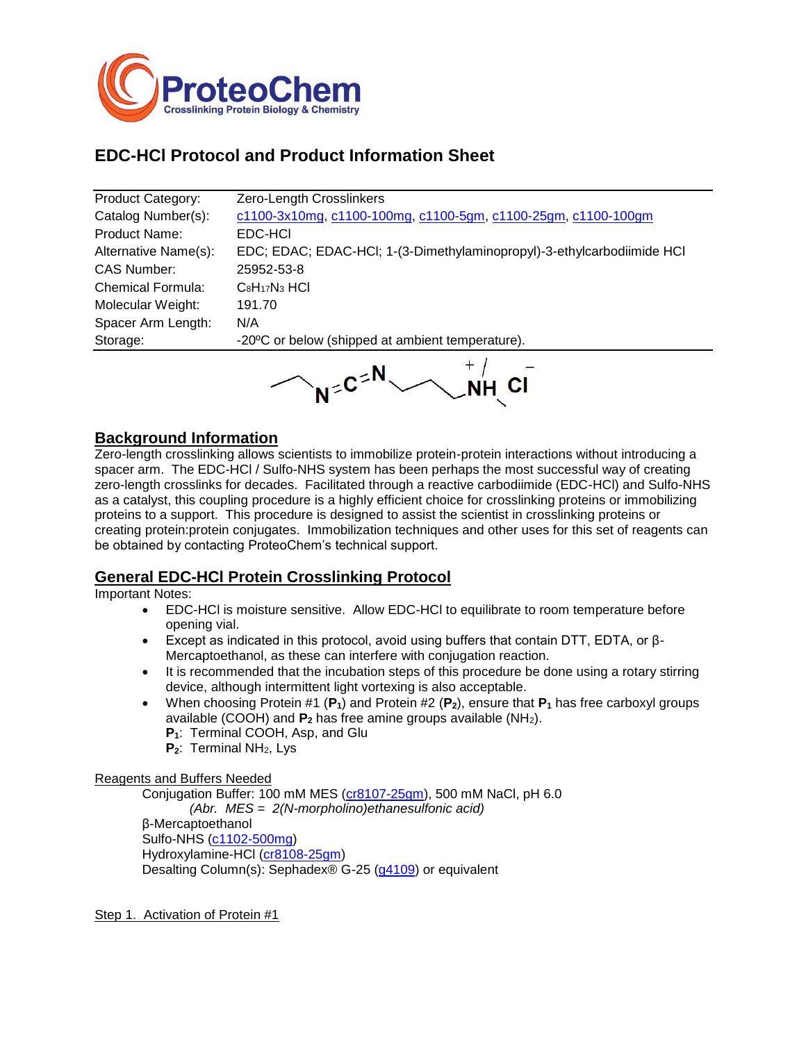# EDC-HCl Protocol and Product Information Sheet

| | |
|---|---|
| Product Category: | Zero-Length Crosslinkers |
| Catalog Number(s): | c1100-3x10mg, c1100-100mg, c1100-5gm, c1100-25gm, c1100-100gm |
| Product Name: | EDC-HCl |
| Alternative Name(s): | EDC; EDAC; EDAC-HCl; 1-(3-Dimethylaminopropyl)-3-ethylcarbodiimide HCl |
| CAS Number: | 25952-53-8 |
| Chemical Formula: | $C_8H_{17}N_3$ HCl |
| Molecular Weight: | 191.70 |
| Spacer Arm Length: | N/A |
| Storage: | -20ºC or below (shipped at ambient temperature). |

## Background Information

Zero-length crosslinking allows scientists to immobilize protein-protein interactions without introducing a spacer arm. The EDC-HCl / Sulfo-NHS system has been perhaps the most successful way of creating zero-length crosslinks for decades. Facilitated through a reactive carbodiimide (EDC-HCl) and Sulfo-NHS as a catalyst, this coupling procedure is a highly efficient choice for crosslinking proteins or immobilizing proteins to a support. This procedure is designed to assist the scientist in crosslinking proteins or creating protein:protein conjugates. Immobilization techniques and other uses for this set of reagents can be obtained by contacting ProteoChem's technical support.

## General EDC-HCl Protein Crosslinking Protocol

Important Notes:

- EDC-HCl is moisture sensitive. Allow EDC-HCl to equilibrate to room temperature before opening vial.
- Except as indicated in this protocol, avoid using buffers that contain DTT, EDTA, or β-Mercaptoethanol, as these can interfere with conjugation reaction.
- It is recommended that the incubation steps of this procedure be done using a rotary stirring device, although intermittent light vortexing is also acceptable.
- When choosing Protein #1 (**$P_1$**) and Protein #2 (**$P_2$**), ensure that **$P_1$** has free carboxyl groups available (COOH) and **$P_2$** has free amine groups available ($NH_2$).
  **$P_1$**: Terminal COOH, Asp, and Glu
  **$P_2$**: Terminal $NH_2$, Lys

Reagents and Buffers Needed

Conjugation Buffer: 100 mM MES (cr8107-25gm), 500 mM NaCl, pH 6.0
*(Abr. MES = 2(N-morpholino)ethanesulfonic acid)*
β-Mercaptoethanol
Sulfo-NHS (c1102-500mg)
Hydroxylamine-HCl (cr8108-25gm)
Desalting Column(s): Sephadex® G-25 (g4109) or equivalent

Step 1. Activation of Protein #1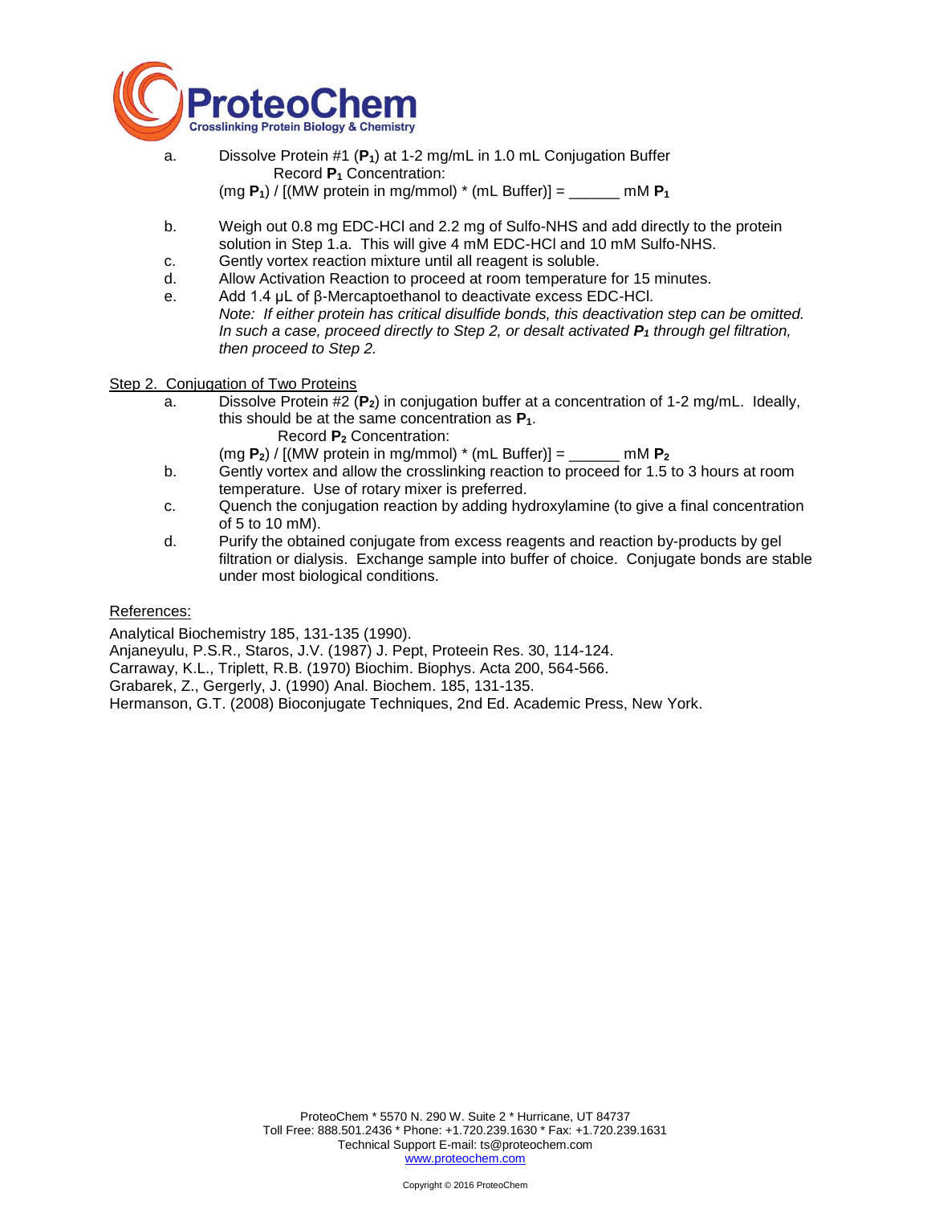a. Dissolve Protein #1 (**$P_1$**) at 1-2 mg/mL in 1.0 mL Conjugation Buffer

   Record **$P_1$** Concentration:

   (mg **$P_1$**) / [(MW protein in mg/mmol) * (mL Buffer)] = ______ mM **$P_1$**

b. Weigh out 0.8 mg EDC-HCl and 2.2 mg of Sulfo-NHS and add directly to the protein solution in Step 1.a. This will give 4 mM EDC-HCl and 10 mM Sulfo-NHS.

c. Gently vortex reaction mixture until all reagent is soluble.

d. Allow Activation Reaction to proceed at room temperature for 15 minutes.

e. Add 1.4 µL of β-Mercaptoethanol to deactivate excess EDC-HCl.

   *Note: If either protein has critical disulfide bonds, this deactivation step can be omitted. In such a case, proceed directly to Step 2, or desalt activated **$P_1$** through gel filtration, then proceed to Step 2.*

Step 2. Conjugation of Two Proteins

a. Dissolve Protein #2 (**$P_2$**) in conjugation buffer at a concentration of 1-2 mg/mL. Ideally, this should be at the same concentration as **$P_1$**.

   Record **$P_2$** Concentration:

   (mg **$P_2$**) / [(MW protein in mg/mmol) * (mL Buffer)] = ______ mM **$P_2$**

b. Gently vortex and allow the crosslinking reaction to proceed for 1.5 to 3 hours at room temperature. Use of rotary mixer is preferred.

c. Quench the conjugation reaction by adding hydroxylamine (to give a final concentration of 5 to 10 mM).

d. Purify the obtained conjugate from excess reagents and reaction by-products by gel filtration or dialysis. Exchange sample into buffer of choice. Conjugate bonds are stable under most biological conditions.

References:

Analytical Biochemistry 185, 131-135 (1990).

Anjaneyulu, P.S.R., Staros, J.V. (1987) J. Pept, Proteein Res. 30, 114-124.

Carraway, K.L., Triplett, R.B. (1970) Biochim. Biophys. Acta 200, 564-566.

Grabarek, Z., Gergerly, J. (1990) Anal. Biochem. 185, 131-135.

Hermanson, G.T. (2008) Bioconjugate Techniques, 2nd Ed. Academic Press, New York.

ProteoChem * 5570 N. 290 W. Suite 2 * Hurricane, UT 84737
Toll Free: 888.501.2436 * Phone: +1.720.239.1630 * Fax: +1.720.239.1631
Technical Support E-mail: ts@proteochem.com
www.proteochem.com

Copyright © 2016 ProteoChem